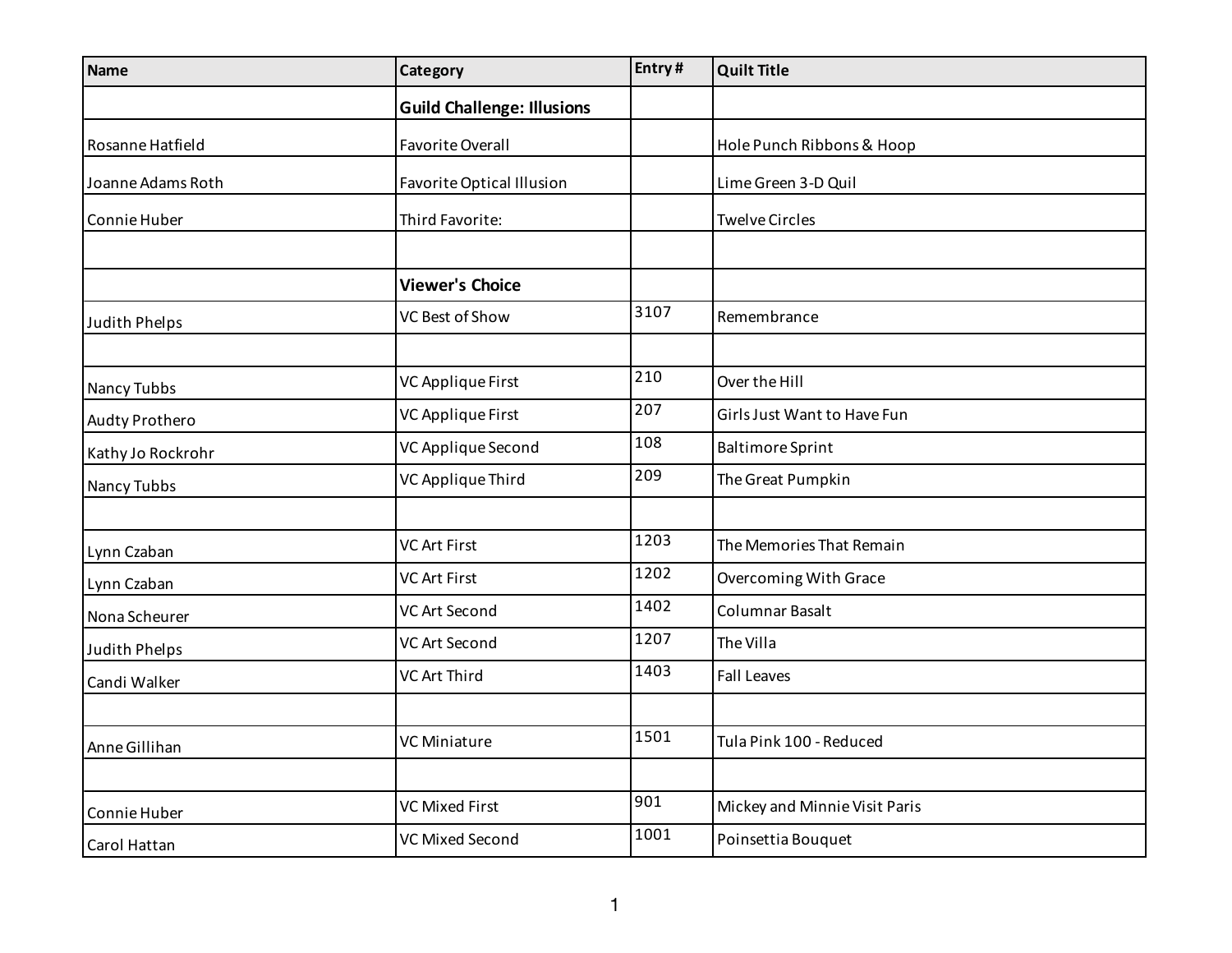| Name | Category | Entry # | Quilt Title |
|---|---|---|---|
| | **Guild Challenge: Illusions** | | |
| Rosanne Hatfield | Favorite Overall | | Hole Punch Ribbons & Hoop |
| Joanne Adams Roth | Favorite Optical Illusion | | Lime Green 3-D Quil |
| Connie Huber | Third Favorite: | | Twelve Circles |
| | | | |
| | **Viewer's Choice** | | |
| Judith Phelps | VC Best of Show | 3107 | Remembrance |
| | | | |
| Nancy Tubbs | VC Applique First | 210 | Over the Hill |
| Audty Prothero | VC Applique First | 207 | Girls Just Want to Have Fun |
| Kathy Jo Rockrohr | VC Applique Second | 108 | Baltimore Sprint |
| Nancy Tubbs | VC Applique Third | 209 | The Great Pumpkin |
| | | | |
| Lynn Czaban | VC Art First | 1203 | The Memories That Remain |
| Lynn Czaban | VC Art First | 1202 | Overcoming With Grace |
| Nona Scheurer | VC Art Second | 1402 | Columnar Basalt |
| Judith Phelps | VC Art Second | 1207 | The Villa |
| Candi Walker | VC Art Third | 1403 | Fall Leaves |
| | | | |
| Anne Gillihan | VC Miniature | 1501 | Tula Pink 100 - Reduced |
| | | | |
| Connie Huber | VC Mixed First | 901 | Mickey and Minnie Visit Paris |
| Carol Hattan | VC Mixed Second | 1001 | Poinsettia Bouquet |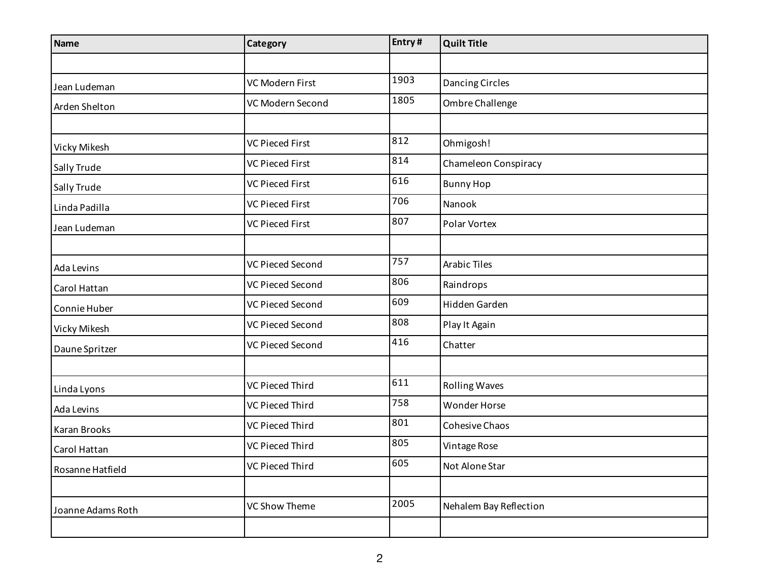| Name | Category | Entry # | Quilt Title |
|---|---|---|---|
| | | | |
| Jean Ludeman | VC Modern First | 1903 | Dancing Circles |
| Arden Shelton | VC Modern Second | 1805 | Ombre Challenge |
| | | | |
| Vicky Mikesh | VC Pieced First | 812 | Ohmigosh! |
| Sally Trude | VC Pieced First | 814 | Chameleon Conspiracy |
| Sally Trude | VC Pieced First | 616 | Bunny Hop |
| Linda Padilla | VC Pieced First | 706 | Nanook |
| Jean Ludeman | VC Pieced First | 807 | Polar Vortex |
| | | | |
| Ada Levins | VC Pieced Second | 757 | Arabic Tiles |
| Carol Hattan | VC Pieced Second | 806 | Raindrops |
| Connie Huber | VC Pieced Second | 609 | Hidden Garden |
| Vicky Mikesh | VC Pieced Second | 808 | Play It Again |
| Daune Spritzer | VC Pieced Second | 416 | Chatter |
| | | | |
| Linda Lyons | VC Pieced Third | 611 | Rolling Waves |
| Ada Levins | VC Pieced Third | 758 | Wonder Horse |
| Karan Brooks | VC Pieced Third | 801 | Cohesive Chaos |
| Carol Hattan | VC Pieced Third | 805 | Vintage Rose |
| Rosanne Hatfield | VC Pieced Third | 605 | Not Alone Star |
| | | | |
| Joanne Adams Roth | VC Show Theme | 2005 | Nehalem Bay Reflection |
| | | | |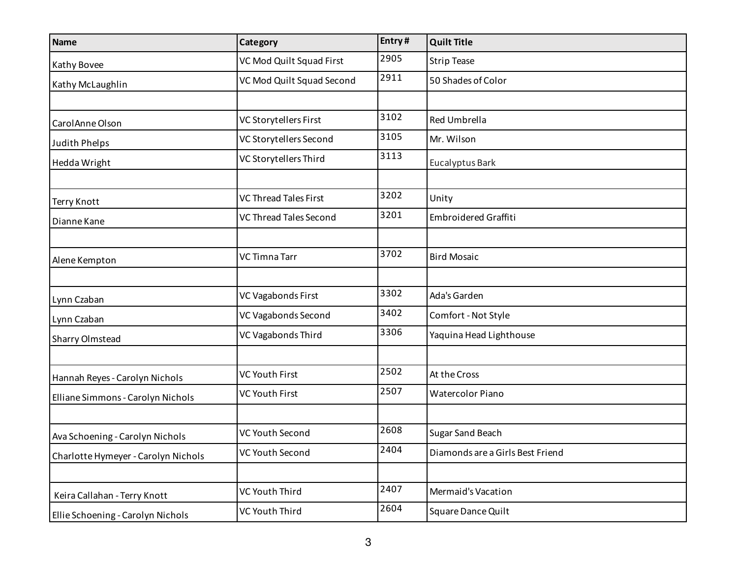| Name | Category | Entry # | Quilt Title |
|---|---|---|---|
| Kathy Bovee | VC Mod Quilt Squad First | 2905 | Strip Tease |
| Kathy McLaughlin | VC Mod Quilt Squad Second | 2911 | 50 Shades of Color |
| | | | |
| CarolAnne Olson | VC Storytellers First | 3102 | Red Umbrella |
| Judith Phelps | VC Storytellers Second | 3105 | Mr. Wilson |
| Hedda Wright | VC Storytellers Third | 3113 | Eucalyptus Bark |
| | | | |
| Terry Knott | VC Thread Tales First | 3202 | Unity |
| Dianne Kane | VC Thread Tales Second | 3201 | Embroidered Graffiti |
| | | | |
| Alene Kempton | VC Timna Tarr | 3702 | Bird Mosaic |
| | | | |
| Lynn Czaban | VC Vagabonds First | 3302 | Ada's Garden |
| Lynn Czaban | VC Vagabonds Second | 3402 | Comfort - Not Style |
| Sharry Olmstead | VC Vagabonds Third | 3306 | Yaquina Head Lighthouse |
| | | | |
| Hannah Reyes - Carolyn Nichols | VC Youth First | 2502 | At the Cross |
| Elliane Simmons - Carolyn Nichols | VC Youth First | 2507 | Watercolor Piano |
| | | | |
| Ava Schoening - Carolyn Nichols | VC Youth Second | 2608 | Sugar Sand Beach |
| Charlotte Hymeyer - Carolyn Nichols | VC Youth Second | 2404 | Diamonds are a Girls Best Friend |
| | | | |
| Keira Callahan - Terry Knott | VC Youth Third | 2407 | Mermaid's Vacation |
| Ellie Schoening - Carolyn Nichols | VC Youth Third | 2604 | Square Dance Quilt |